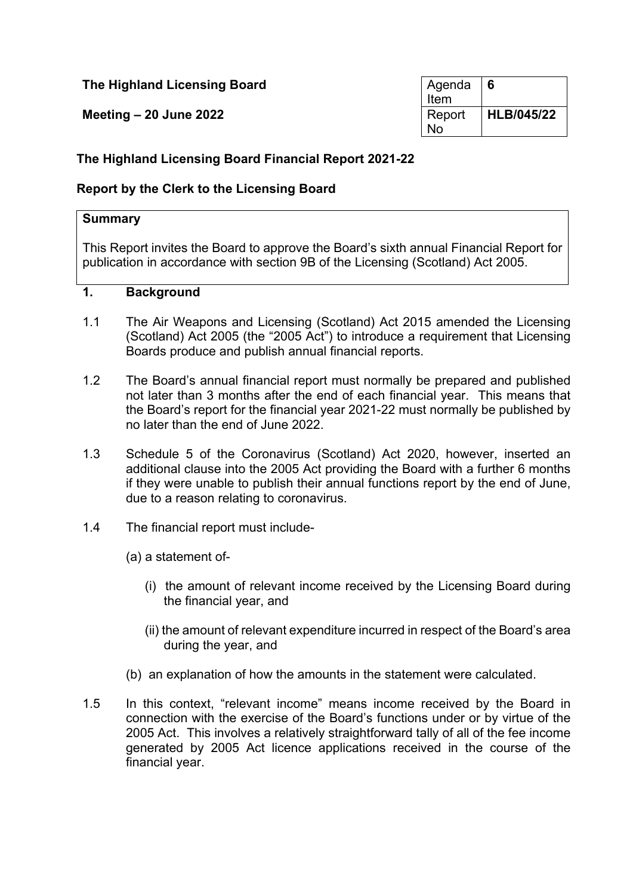**The Highland Licensing Board**

**Meeting – 20 June 2022**

| Agenda Item | **6** |
|---|---|
| Report No | **HLB/045/22** |

## The Highland Licensing Board Financial Report 2021-22

### Report by the Clerk to the Licensing Board

**Summary**

This Report invites the Board to approve the Board's sixth annual Financial Report for publication in accordance with section 9B of the Licensing (Scotland) Act 2005.

### 1. Background

1.1 The Air Weapons and Licensing (Scotland) Act 2015 amended the Licensing (Scotland) Act 2005 (the "2005 Act") to introduce a requirement that Licensing Boards produce and publish annual financial reports.

1.2 The Board's annual financial report must normally be prepared and published not later than 3 months after the end of each financial year. This means that the Board's report for the financial year 2021-22 must normally be published by no later than the end of June 2022.

1.3 Schedule 5 of the Coronavirus (Scotland) Act 2020, however, inserted an additional clause into the 2005 Act providing the Board with a further 6 months if they were unable to publish their annual functions report by the end of June, due to a reason relating to coronavirus.

1.4 The financial report must include-

(a) a statement of-

(i) the amount of relevant income received by the Licensing Board during the financial year, and

(ii) the amount of relevant expenditure incurred in respect of the Board's area during the year, and

(b) an explanation of how the amounts in the statement were calculated.

1.5 In this context, "relevant income" means income received by the Board in connection with the exercise of the Board's functions under or by virtue of the 2005 Act. This involves a relatively straightforward tally of all of the fee income generated by 2005 Act licence applications received in the course of the financial year.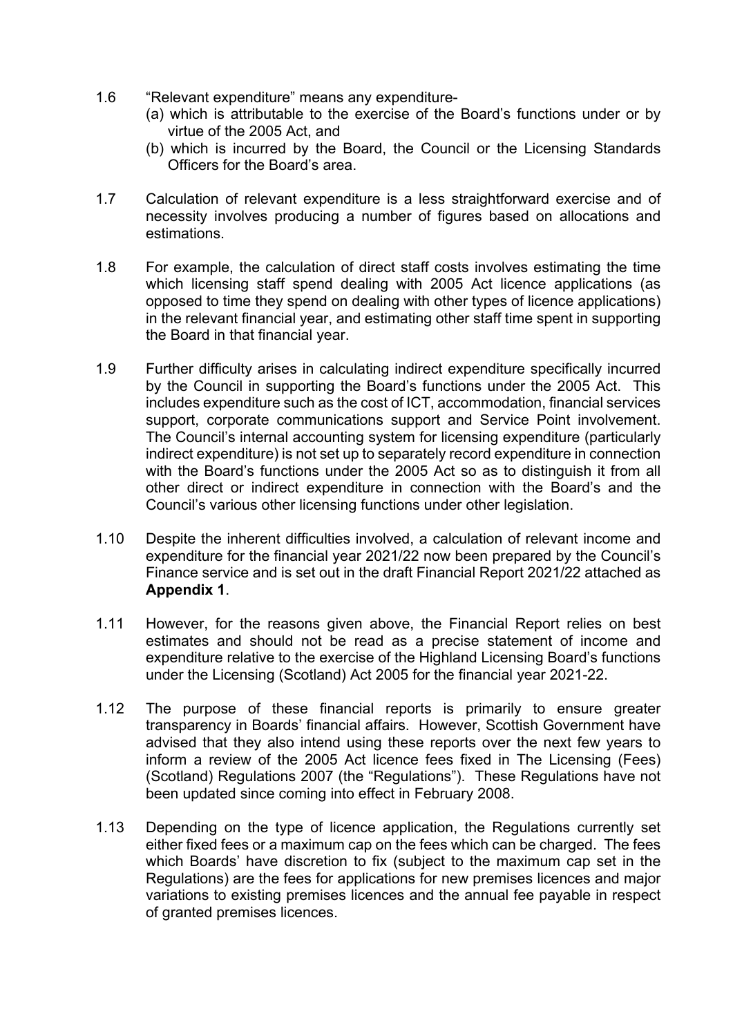1.6 “Relevant expenditure” means any expenditure-

(a) which is attributable to the exercise of the Board’s functions under or by virtue of the 2005 Act, and

(b) which is incurred by the Board, the Council or the Licensing Standards Officers for the Board’s area.

1.7 Calculation of relevant expenditure is a less straightforward exercise and of necessity involves producing a number of figures based on allocations and estimations.

1.8 For example, the calculation of direct staff costs involves estimating the time which licensing staff spend dealing with 2005 Act licence applications (as opposed to time they spend on dealing with other types of licence applications) in the relevant financial year, and estimating other staff time spent in supporting the Board in that financial year.

1.9 Further difficulty arises in calculating indirect expenditure specifically incurred by the Council in supporting the Board’s functions under the 2005 Act. This includes expenditure such as the cost of ICT, accommodation, financial services support, corporate communications support and Service Point involvement. The Council’s internal accounting system for licensing expenditure (particularly indirect expenditure) is not set up to separately record expenditure in connection with the Board’s functions under the 2005 Act so as to distinguish it from all other direct or indirect expenditure in connection with the Board’s and the Council’s various other licensing functions under other legislation.

1.10 Despite the inherent difficulties involved, a calculation of relevant income and expenditure for the financial year 2021/22 now been prepared by the Council’s Finance service and is set out in the draft Financial Report 2021/22 attached as **Appendix 1**.

1.11 However, for the reasons given above, the Financial Report relies on best estimates and should not be read as a precise statement of income and expenditure relative to the exercise of the Highland Licensing Board’s functions under the Licensing (Scotland) Act 2005 for the financial year 2021-22.

1.12 The purpose of these financial reports is primarily to ensure greater transparency in Boards’ financial affairs. However, Scottish Government have advised that they also intend using these reports over the next few years to inform a review of the 2005 Act licence fees fixed in The Licensing (Fees) (Scotland) Regulations 2007 (the “Regulations”). These Regulations have not been updated since coming into effect in February 2008.

1.13 Depending on the type of licence application, the Regulations currently set either fixed fees or a maximum cap on the fees which can be charged. The fees which Boards’ have discretion to fix (subject to the maximum cap set in the Regulations) are the fees for applications for new premises licences and major variations to existing premises licences and the annual fee payable in respect of granted premises licences.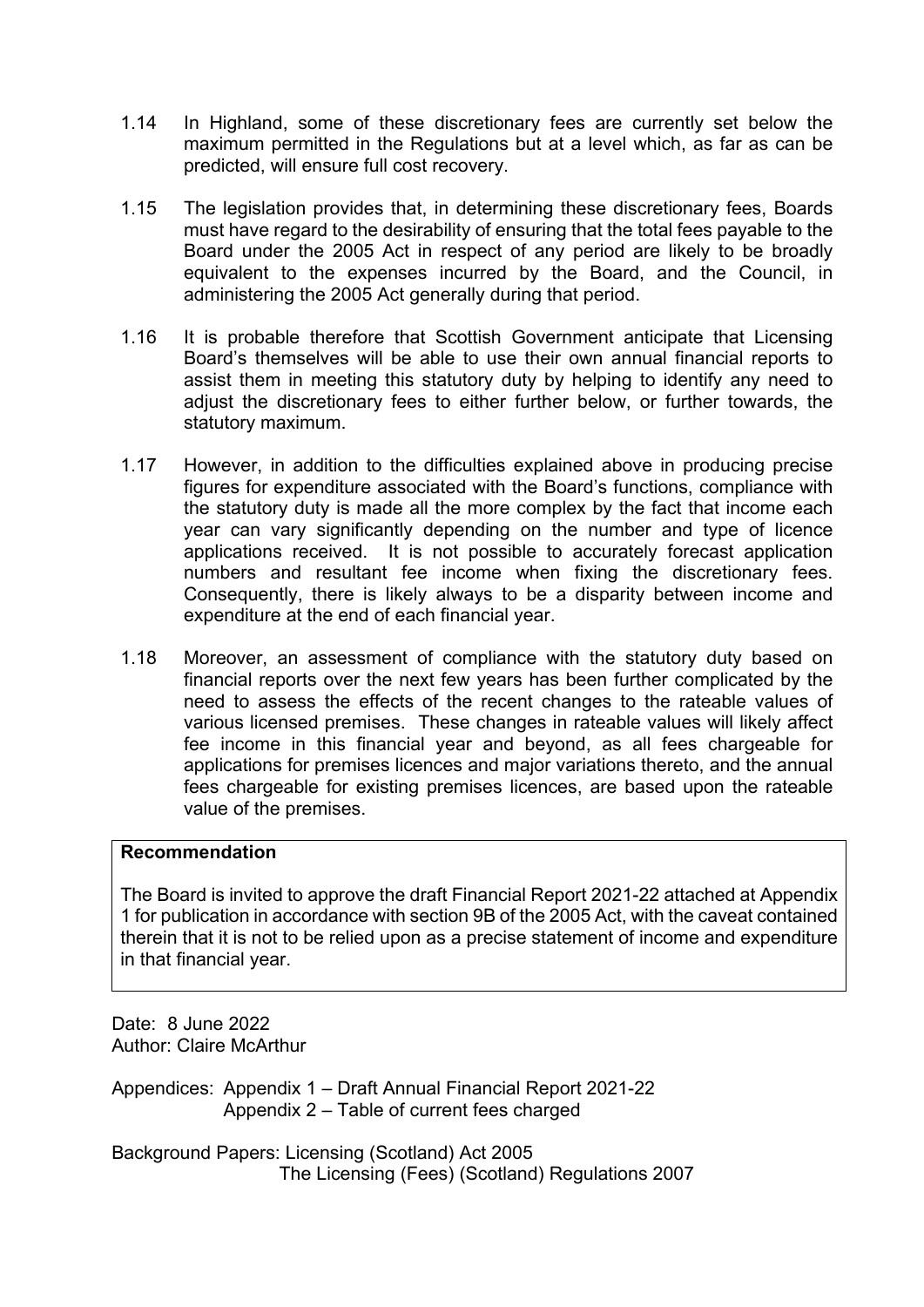1.14 In Highland, some of these discretionary fees are currently set below the maximum permitted in the Regulations but at a level which, as far as can be predicted, will ensure full cost recovery.

1.15 The legislation provides that, in determining these discretionary fees, Boards must have regard to the desirability of ensuring that the total fees payable to the Board under the 2005 Act in respect of any period are likely to be broadly equivalent to the expenses incurred by the Board, and the Council, in administering the 2005 Act generally during that period.

1.16 It is probable therefore that Scottish Government anticipate that Licensing Board's themselves will be able to use their own annual financial reports to assist them in meeting this statutory duty by helping to identify any need to adjust the discretionary fees to either further below, or further towards, the statutory maximum.

1.17 However, in addition to the difficulties explained above in producing precise figures for expenditure associated with the Board's functions, compliance with the statutory duty is made all the more complex by the fact that income each year can vary significantly depending on the number and type of licence applications received. It is not possible to accurately forecast application numbers and resultant fee income when fixing the discretionary fees. Consequently, there is likely always to be a disparity between income and expenditure at the end of each financial year.

1.18 Moreover, an assessment of compliance with the statutory duty based on financial reports over the next few years has been further complicated by the need to assess the effects of the recent changes to the rateable values of various licensed premises. These changes in rateable values will likely affect fee income in this financial year and beyond, as all fees chargeable for applications for premises licences and major variations thereto, and the annual fees chargeable for existing premises licences, are based upon the rateable value of the premises.

**Recommendation**

The Board is invited to approve the draft Financial Report 2021-22 attached at Appendix 1 for publication in accordance with section 9B of the 2005 Act, with the caveat contained therein that it is not to be relied upon as a precise statement of income and expenditure in that financial year.

Date: 8 June 2022
Author: Claire McArthur

Appendices: Appendix 1 – Draft Annual Financial Report 2021-22
Appendix 2 – Table of current fees charged

Background Papers: Licensing (Scotland) Act 2005
The Licensing (Fees) (Scotland) Regulations 2007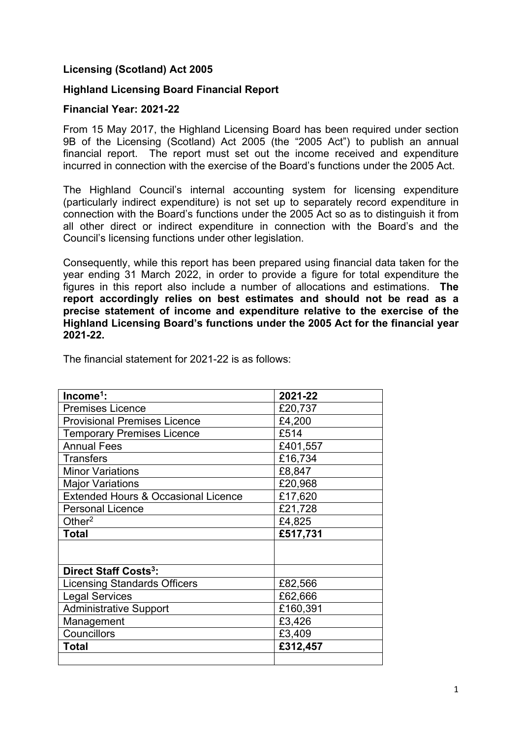**Licensing (Scotland) Act 2005**

**Highland Licensing Board Financial Report**

**Financial Year: 2021-22**

From 15 May 2017, the Highland Licensing Board has been required under section 9B of the Licensing (Scotland) Act 2005 (the "2005 Act") to publish an annual financial report. The report must set out the income received and expenditure incurred in connection with the exercise of the Board's functions under the 2005 Act.

The Highland Council's internal accounting system for licensing expenditure (particularly indirect expenditure) is not set up to separately record expenditure in connection with the Board's functions under the 2005 Act so as to distinguish it from all other direct or indirect expenditure in connection with the Board's and the Council's licensing functions under other legislation.

Consequently, while this report has been prepared using financial data taken for the year ending 31 March 2022, in order to provide a figure for total expenditure the figures in this report also include a number of allocations and estimations. **The report accordingly relies on best estimates and should not be read as a precise statement of income and expenditure relative to the exercise of the Highland Licensing Board's functions under the 2005 Act for the financial year 2021-22.**

The financial statement for 2021-22 is as follows:

| **Income[1]:** | **2021-22** |
|---|---|
| Premises Licence | £20,737 |
| Provisional Premises Licence | £4,200 |
| Temporary Premises Licence | £514 |
| Annual Fees | £401,557 |
| Transfers | £16,734 |
| Minor Variations | £8,847 |
| Major Variations | £20,968 |
| Extended Hours & Occasional Licence | £17,620 |
| Personal Licence | £21,728 |
| Other[2] | £4,825 |
| **Total** | **£517,731** |
| | |
| **Direct Staff Costs[3]:** | |
| Licensing Standards Officers | £82,566 |
| Legal Services | £62,666 |
| Administrative Support | £160,391 |
| Management | £3,426 |
| Councillors | £3,409 |
| **Total** | **£312,457** |
| | |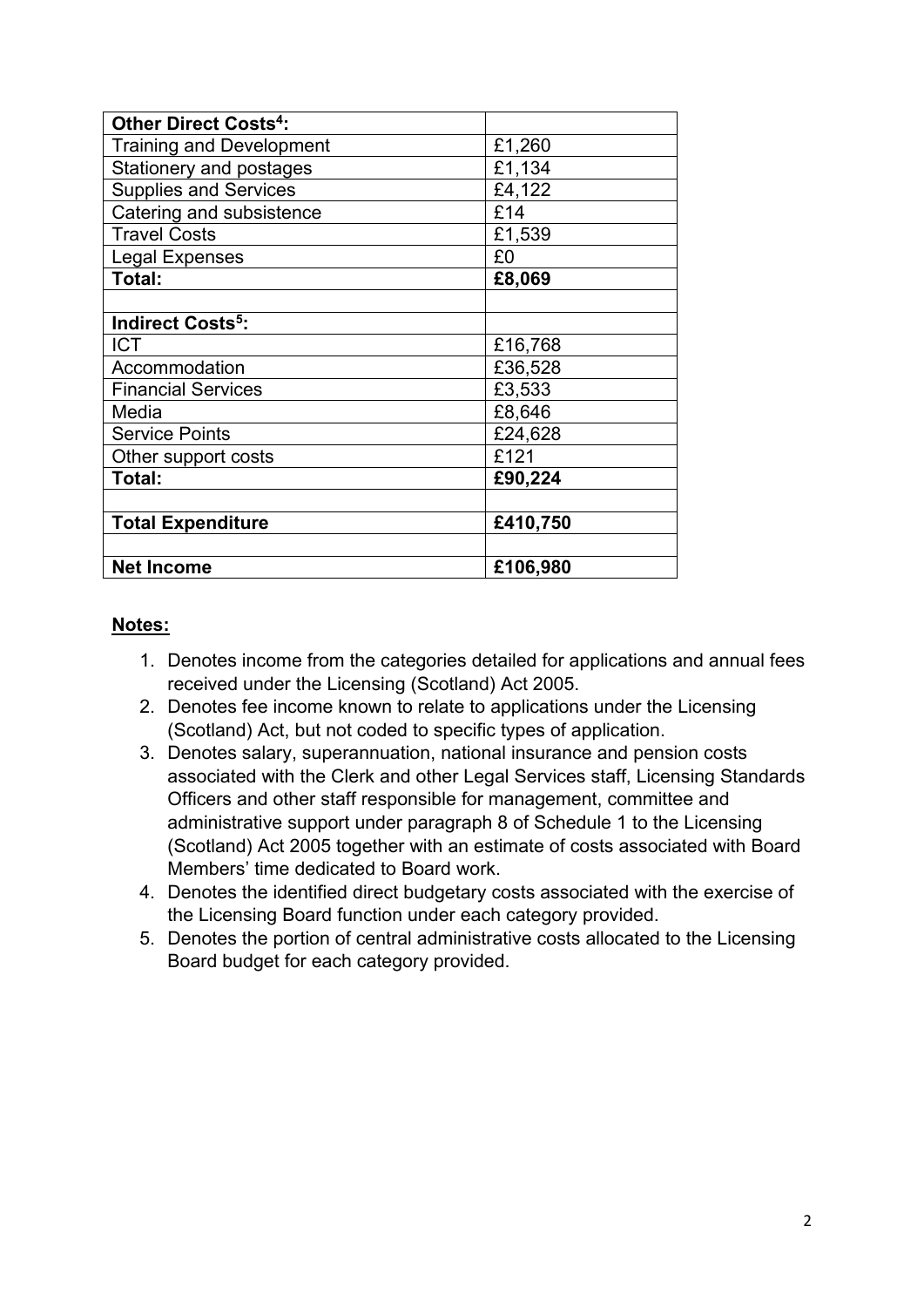| **Other Direct Costs[4]:** | |
|---|---|
| Training and Development | £1,260 |
| Stationery and postages | £1,134 |
| Supplies and Services | £4,122 |
| Catering and subsistence | £14 |
| Travel Costs | £1,539 |
| Legal Expenses | £0 |
| **Total:** | **£8,069** |
| | |
| **Indirect Costs[5]:** | |
| ICT | £16,768 |
| Accommodation | £36,528 |
| Financial Services | £3,533 |
| Media | £8,646 |
| Service Points | £24,628 |
| Other support costs | £121 |
| **Total:** | **£90,224** |
| | |
| **Total Expenditure** | **£410,750** |
| | |
| **Net Income** | **£106,980** |

**Notes:**

1. Denotes income from the categories detailed for applications and annual fees received under the Licensing (Scotland) Act 2005.
2. Denotes fee income known to relate to applications under the Licensing (Scotland) Act, but not coded to specific types of application.
3. Denotes salary, superannuation, national insurance and pension costs associated with the Clerk and other Legal Services staff, Licensing Standards Officers and other staff responsible for management, committee and administrative support under paragraph 8 of Schedule 1 to the Licensing (Scotland) Act 2005 together with an estimate of costs associated with Board Members' time dedicated to Board work.
4. Denotes the identified direct budgetary costs associated with the exercise of the Licensing Board function under each category provided.
5. Denotes the portion of central administrative costs allocated to the Licensing Board budget for each category provided.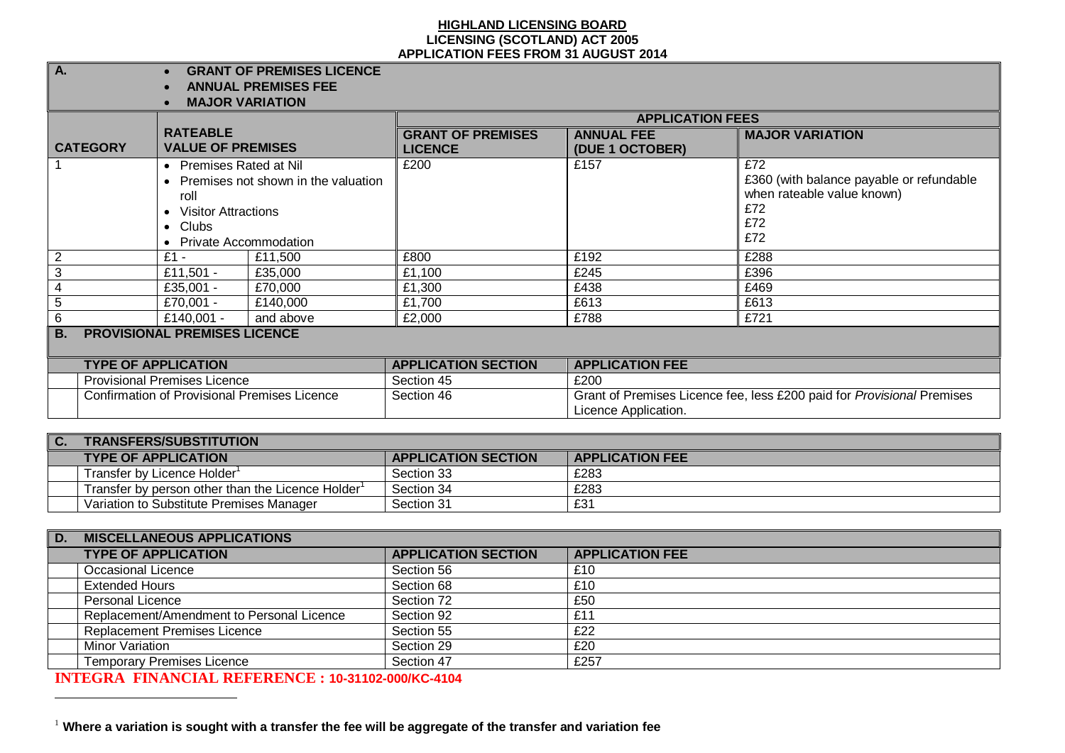# HIGHLAND LICENSING BOARD
## LICENSING (SCOTLAND) ACT 2005
## APPLICATION FEES FROM 31 AUGUST 2014

### A.
- **GRANT OF PREMISES LICENCE**
- **ANNUAL PREMISES FEE**
- **MAJOR VARIATION**

| CATEGORY | RATEABLE VALUE OF PREMISES | | APPLICATION FEES | | |
|---|---|---|---|---|---|
| | | | GRANT OF PREMISES LICENCE | ANNUAL FEE (DUE 1 OCTOBER) | MAJOR VARIATION |
| 1 | • Premises Rated at Nil<br>• Premises not shown in the valuation roll<br>• Visitor Attractions<br>• Clubs<br>• Private Accommodation | | £200 | £157 | £72<br>£360 (with balance payable or refundable when rateable value known)<br>£72<br>£72<br>£72 |
| 2 | £1 - | £11,500 | £800 | £192 | £288 |
| 3 | £11,501 - | £35,000 | £1,100 | £245 | £396 |
| 4 | £35,001 - | £70,000 | £1,300 | £438 | £469 |
| 5 | £70,001 - | £140,000 | £1,700 | £613 | £613 |
| 6 | £140,001 - | and above | £2,000 | £788 | £721 |

### B. PROVISIONAL PREMISES LICENCE

| TYPE OF APPLICATION | APPLICATION SECTION | APPLICATION FEE |
|---|---|---|
| Provisional Premises Licence | Section 45 | £200 |
| Confirmation of Provisional Premises Licence | Section 46 | Grant of Premises Licence fee, less £200 paid for *Provisional* Premises Licence Application. |

### C. TRANSFERS/SUBSTITUTION

| TYPE OF APPLICATION | APPLICATION SECTION | APPLICATION FEE |
|---|---|---|
| Transfer by Licence Holder[1] | Section 33 | £283 |
| Transfer by person other than the Licence Holder[1] | Section 34 | £283 |
| Variation to Substitute Premises Manager | Section 31 | £31 |

### D. MISCELLANEOUS APPLICATIONS

| TYPE OF APPLICATION | APPLICATION SECTION | APPLICATION FEE |
|---|---|---|
| Occasional Licence | Section 56 | £10 |
| Extended Hours | Section 68 | £10 |
| Personal Licence | Section 72 | £50 |
| Replacement/Amendment to Personal Licence | Section 92 | £11 |
| Replacement Premises Licence | Section 55 | £22 |
| Minor Variation | Section 29 | £20 |
| Temporary Premises Licence | Section 47 | £257 |

**INTEGRA FINANCIAL REFERENCE : 10-31102-000/KC-4104**

[1] **Where a variation is sought with a transfer the fee will be aggregate of the transfer and variation fee**